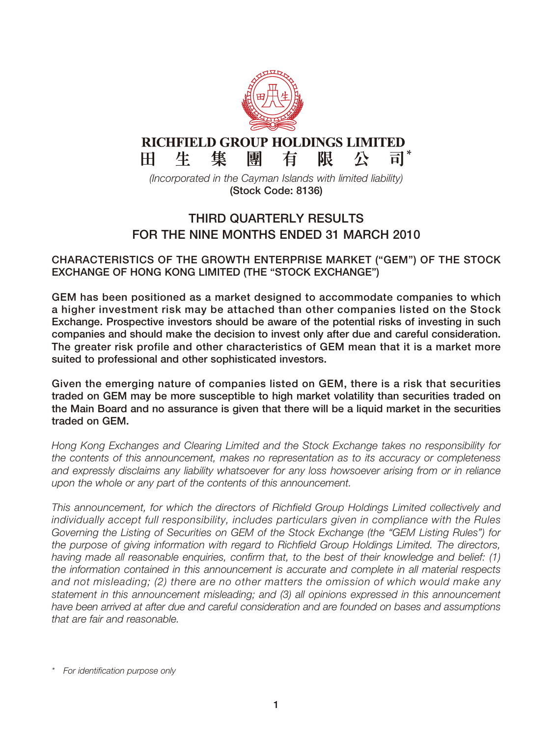# RICHFIELD GROUP HOLDINGS LIMITED
# 田生集團有限公司*

*(Incorporated in the Cayman Islands with limited liability)*
**(Stock Code: 8136)**

## THIRD QUARTERLY RESULTS FOR THE NINE MONTHS ENDED 31 MARCH 2010

### CHARACTERISTICS OF THE GROWTH ENTERPRISE MARKET ("GEM") OF THE STOCK EXCHANGE OF HONG KONG LIMITED (THE "STOCK EXCHANGE")

**GEM has been positioned as a market designed to accommodate companies to which a higher investment risk may be attached than other companies listed on the Stock Exchange. Prospective investors should be aware of the potential risks of investing in such companies and should make the decision to invest only after due and careful consideration. The greater risk profile and other characteristics of GEM mean that it is a market more suited to professional and other sophisticated investors.**

**Given the emerging nature of companies listed on GEM, there is a risk that securities traded on GEM may be more susceptible to high market volatility than securities traded on the Main Board and no assurance is given that there will be a liquid market in the securities traded on GEM.**

*Hong Kong Exchanges and Clearing Limited and the Stock Exchange takes no responsibility for the contents of this announcement, makes no representation as to its accuracy or completeness and expressly disclaims any liability whatsoever for any loss howsoever arising from or in reliance upon the whole or any part of the contents of this announcement.*

*This announcement, for which the directors of Richfield Group Holdings Limited collectively and individually accept full responsibility, includes particulars given in compliance with the Rules Governing the Listing of Securities on GEM of the Stock Exchange (the "GEM Listing Rules") for the purpose of giving information with regard to Richfield Group Holdings Limited. The directors, having made all reasonable enquiries, confirm that, to the best of their knowledge and belief: (1) the information contained in this announcement is accurate and complete in all material respects and not misleading; (2) there are no other matters the omission of which would make any statement in this announcement misleading; and (3) all opinions expressed in this announcement have been arrived at after due and careful consideration and are founded on bases and assumptions that are fair and reasonable.*

\* *For identification purpose only*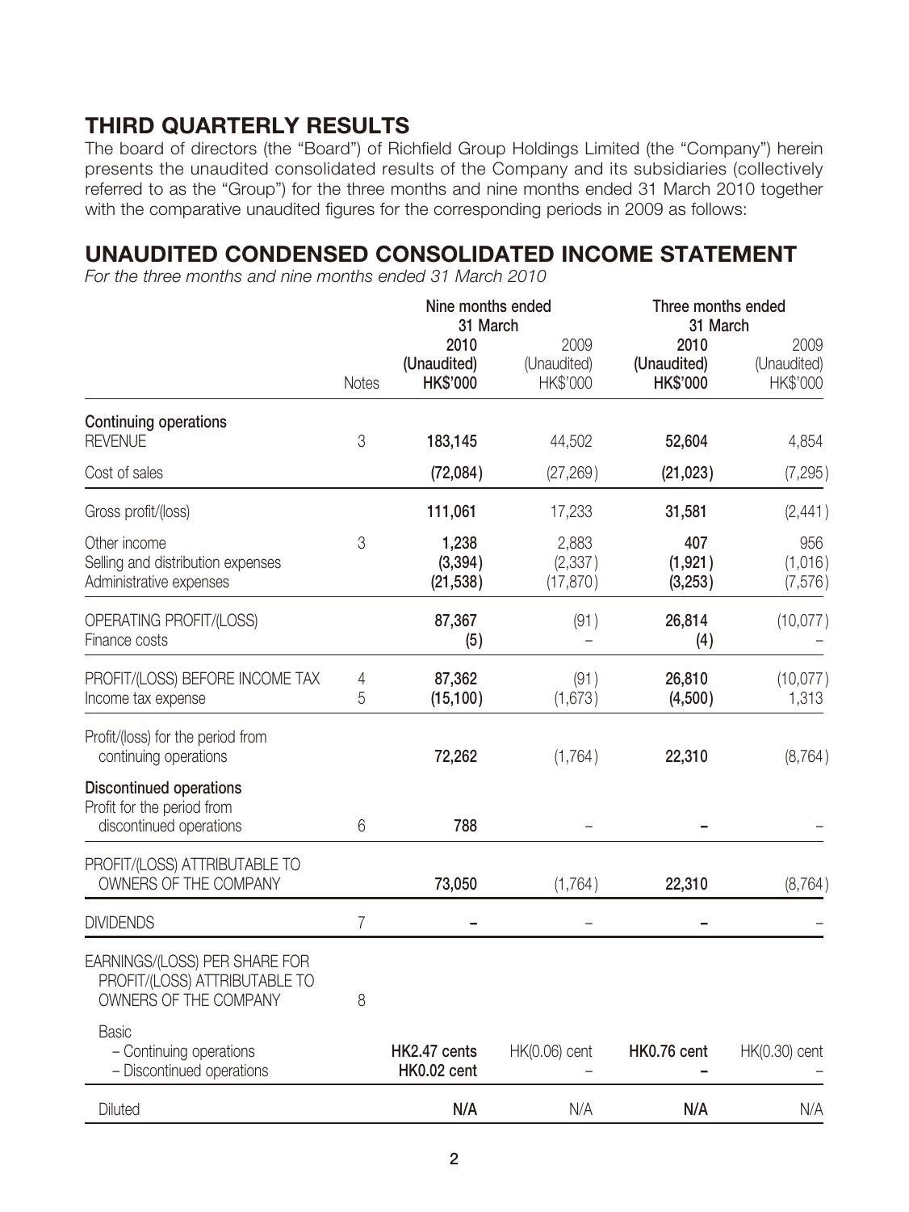## THIRD QUARTERLY RESULTS

The board of directors (the "Board") of Richfield Group Holdings Limited (the "Company") herein presents the unaudited consolidated results of the Company and its subsidiaries (collectively referred to as the "Group") for the three months and nine months ended 31 March 2010 together with the comparative unaudited figures for the corresponding periods in 2009 as follows:

## UNAUDITED CONDENSED CONSOLIDATED INCOME STATEMENT

*For the three months and nine months ended 31 March 2010*

| | Notes | Nine months ended 31 March | | Three months ended 31 March | |
|---|---|---|---|---|---|
| | | **2010 (Unaudited) HK$'000** | 2009 (Unaudited) HK$'000 | **2010 (Unaudited) HK$'000** | 2009 (Unaudited) HK$'000 |
| **Continuing operations** | | | | | |
| REVENUE | 3 | **183,145** | 44,502 | **52,604** | 4,854 |
| Cost of sales | | **(72,084)** | (27,269) | **(21,023)** | (7,295) |
| Gross profit/(loss) | | **111,061** | 17,233 | **31,581** | (2,441) |
| Other income | 3 | **1,238** | 2,883 | **407** | 956 |
| Selling and distribution expenses | | **(3,394)** | (2,337) | **(1,921)** | (1,016) |
| Administrative expenses | | **(21,538)** | (17,870) | **(3,253)** | (7,576) |
| OPERATING PROFIT/(LOSS) | | **87,367** | (91) | **26,814** | (10,077) |
| Finance costs | | **(5)** | – | **(4)** | – |
| PROFIT/(LOSS) BEFORE INCOME TAX | 4 | **87,362** | (91) | **26,810** | (10,077) |
| Income tax expense | 5 | **(15,100)** | (1,673) | **(4,500)** | 1,313 |
| Profit/(loss) for the period from continuing operations | | **72,262** | (1,764) | **22,310** | (8,764) |
| **Discontinued operations** | | | | | |
| Profit for the period from discontinued operations | 6 | **788** | – | **–** | – |
| PROFIT/(LOSS) ATTRIBUTABLE TO OWNERS OF THE COMPANY | | **73,050** | (1,764) | **22,310** | (8,764) |
| DIVIDENDS | 7 | **–** | – | **–** | – |
| EARNINGS/(LOSS) PER SHARE FOR PROFIT/(LOSS) ATTRIBUTABLE TO OWNERS OF THE COMPANY | 8 | | | | |
| Basic | | | | | |
| – Continuing operations | | **HK2.47 cents** | HK(0.06) cent | **HK0.76 cent** | HK(0.30) cent |
| – Discontinued operations | | **HK0.02 cent** | – | **–** | – |
| Diluted | | **N/A** | N/A | **N/A** | N/A |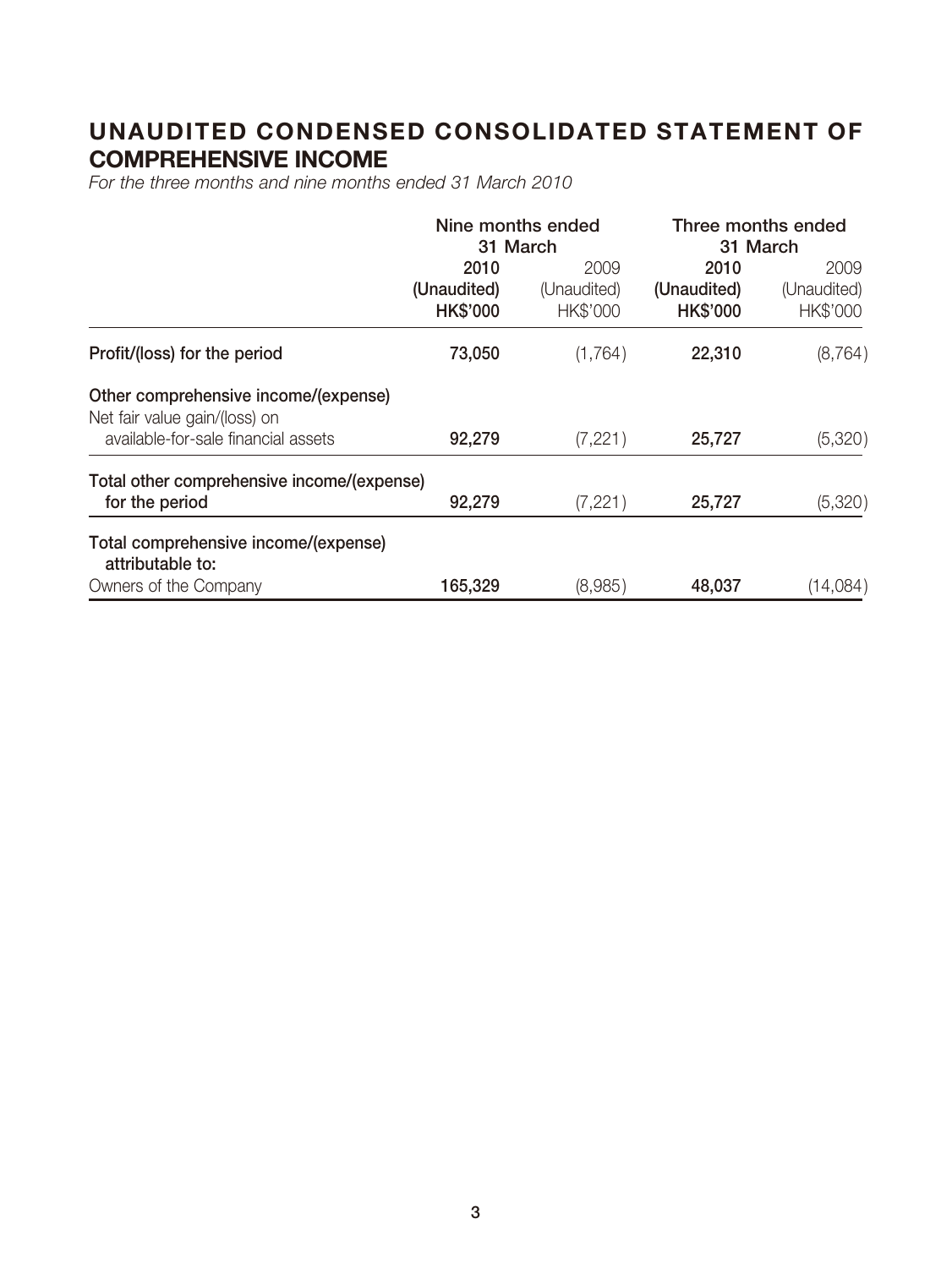# UNAUDITED CONDENSED CONSOLIDATED STATEMENT OF COMPREHENSIVE INCOME

*For the three months and nine months ended 31 March 2010*

| | Nine months ended 31 March | | Three months ended 31 March | |
|---|---|---|---|---|
| | **2010** | 2009 | **2010** | 2009 |
| | **(Unaudited)** | (Unaudited) | **(Unaudited)** | (Unaudited) |
| | **HK$'000** | HK$'000 | **HK$'000** | HK$'000 |
| **Profit/(loss) for the period** | **73,050** | (1,764) | **22,310** | (8,764) |
| **Other comprehensive income/(expense)** | | | | |
| Net fair value gain/(loss) on available-for-sale financial assets | **92,279** | (7,221) | **25,727** | (5,320) |
| **Total other comprehensive income/(expense) for the period** | **92,279** | (7,221) | **25,727** | (5,320) |
| **Total comprehensive income/(expense) attributable to:** | | | | |
| Owners of the Company | **165,329** | (8,985) | **48,037** | (14,084) |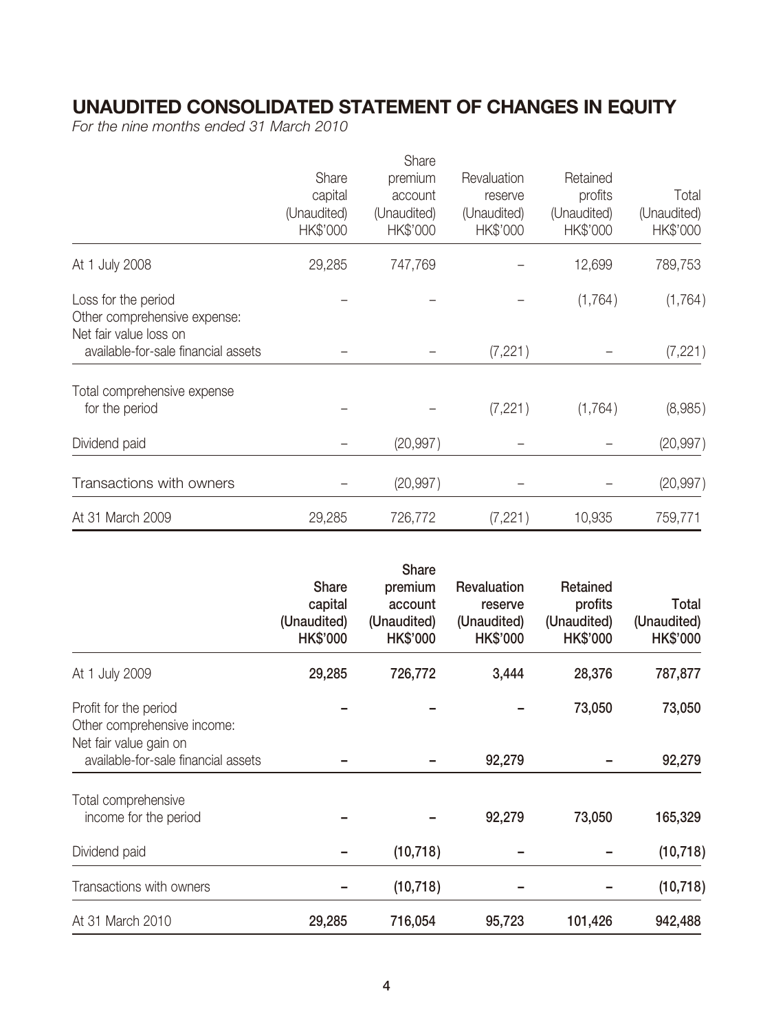# UNAUDITED CONSOLIDATED STATEMENT OF CHANGES IN EQUITY

*For the nine months ended 31 March 2010*

| | Share capital (Unaudited) HK$'000 | Share premium account (Unaudited) HK$'000 | Revaluation reserve (Unaudited) HK$'000 | Retained profits (Unaudited) HK$'000 | Total (Unaudited) HK$'000 |
|---|---|---|---|---|---|
| At 1 July 2008 | 29,285 | 747,769 | – | 12,699 | 789,753 |
| Loss for the period | – | – | – | (1,764) | (1,764) |
| Other comprehensive expense: Net fair value loss on available-for-sale financial assets | – | – | (7,221) | – | (7,221) |
| Total comprehensive expense for the period | – | – | (7,221) | (1,764) | (8,985) |
| Dividend paid | – | (20,997) | – | – | (20,997) |
| Transactions with owners | – | (20,997) | – | – | (20,997) |
| At 31 March 2009 | 29,285 | 726,772 | (7,221) | 10,935 | 759,771 |

| | **Share capital (Unaudited) HK$'000** | **Share premium account (Unaudited) HK$'000** | **Revaluation reserve (Unaudited) HK$'000** | **Retained profits (Unaudited) HK$'000** | **Total (Unaudited) HK$'000** |
|---|---|---|---|---|---|
| At 1 July 2009 | **29,285** | **726,772** | **3,444** | **28,376** | **787,877** |
| Profit for the period | **–** | **–** | **–** | **73,050** | **73,050** |
| Other comprehensive income: Net fair value gain on available-for-sale financial assets | **–** | **–** | **92,279** | **–** | **92,279** |
| Total comprehensive income for the period | **–** | **–** | **92,279** | **73,050** | **165,329** |
| Dividend paid | **–** | **(10,718)** | **–** | **–** | **(10,718)** |
| Transactions with owners | **–** | **(10,718)** | **–** | **–** | **(10,718)** |
| At 31 March 2010 | **29,285** | **716,054** | **95,723** | **101,426** | **942,488** |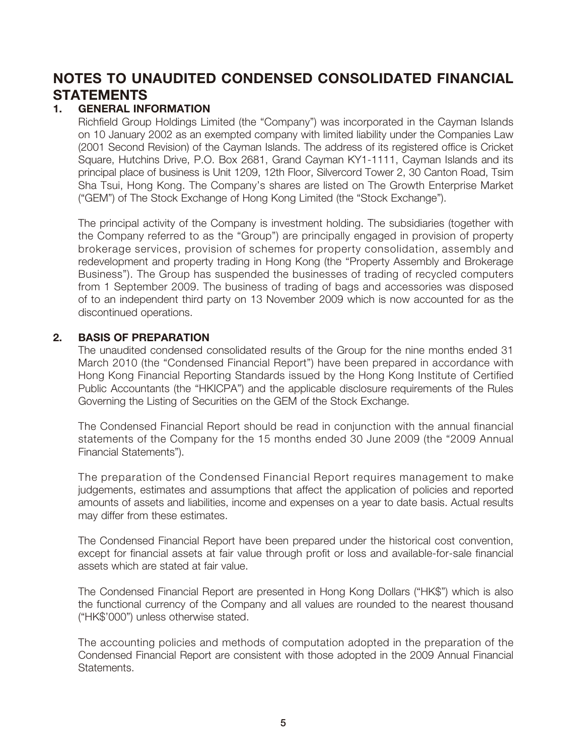# NOTES TO UNAUDITED CONDENSED CONSOLIDATED FINANCIAL STATEMENTS

## 1. GENERAL INFORMATION

Richfield Group Holdings Limited (the "Company") was incorporated in the Cayman Islands on 10 January 2002 as an exempted company with limited liability under the Companies Law (2001 Second Revision) of the Cayman Islands. The address of its registered office is Cricket Square, Hutchins Drive, P.O. Box 2681, Grand Cayman KY1-1111, Cayman Islands and its principal place of business is Unit 1209, 12th Floor, Silvercord Tower 2, 30 Canton Road, Tsim Sha Tsui, Hong Kong. The Company's shares are listed on The Growth Enterprise Market ("GEM") of The Stock Exchange of Hong Kong Limited (the "Stock Exchange").

The principal activity of the Company is investment holding. The subsidiaries (together with the Company referred to as the "Group") are principally engaged in provision of property brokerage services, provision of schemes for property consolidation, assembly and redevelopment and property trading in Hong Kong (the "Property Assembly and Brokerage Business"). The Group has suspended the businesses of trading of recycled computers from 1 September 2009. The business of trading of bags and accessories was disposed of to an independent third party on 13 November 2009 which is now accounted for as the discontinued operations.

## 2. BASIS OF PREPARATION

The unaudited condensed consolidated results of the Group for the nine months ended 31 March 2010 (the "Condensed Financial Report") have been prepared in accordance with Hong Kong Financial Reporting Standards issued by the Hong Kong Institute of Certified Public Accountants (the "HKICPA") and the applicable disclosure requirements of the Rules Governing the Listing of Securities on the GEM of the Stock Exchange.

The Condensed Financial Report should be read in conjunction with the annual financial statements of the Company for the 15 months ended 30 June 2009 (the "2009 Annual Financial Statements").

The preparation of the Condensed Financial Report requires management to make judgements, estimates and assumptions that affect the application of policies and reported amounts of assets and liabilities, income and expenses on a year to date basis. Actual results may differ from these estimates.

The Condensed Financial Report have been prepared under the historical cost convention, except for financial assets at fair value through profit or loss and available-for-sale financial assets which are stated at fair value.

The Condensed Financial Report are presented in Hong Kong Dollars ("HK$") which is also the functional currency of the Company and all values are rounded to the nearest thousand ("HK$'000") unless otherwise stated.

The accounting policies and methods of computation adopted in the preparation of the Condensed Financial Report are consistent with those adopted in the 2009 Annual Financial Statements.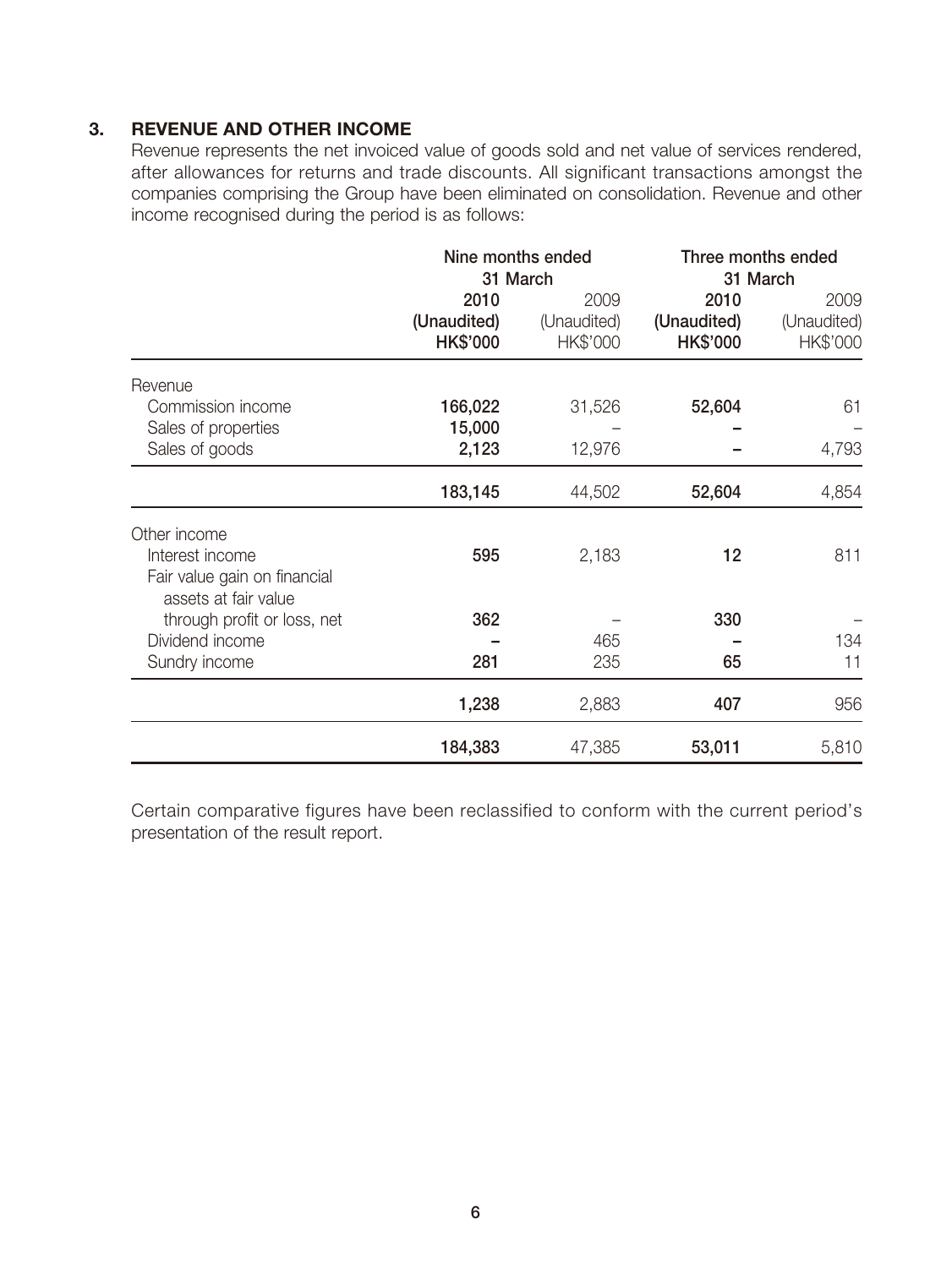### 3. REVENUE AND OTHER INCOME

Revenue represents the net invoiced value of goods sold and net value of services rendered, after allowances for returns and trade discounts. All significant transactions amongst the companies comprising the Group have been eliminated on consolidation. Revenue and other income recognised during the period is as follows:

| | Nine months ended 31 March | | Three months ended 31 March | |
|---|---|---|---|---|
| | **2010** | 2009 | **2010** | 2009 |
| | **(Unaudited)** | (Unaudited) | **(Unaudited)** | (Unaudited) |
| | **HK$'000** | HK$'000 | **HK$'000** | HK$'000 |
| Revenue | | | | |
| Commission income | **166,022** | 31,526 | **52,604** | 61 |
| Sales of properties | **15,000** | – | **–** | – |
| Sales of goods | **2,123** | 12,976 | **–** | 4,793 |
| | **183,145** | 44,502 | **52,604** | 4,854 |
| Other income | | | | |
| Interest income | **595** | 2,183 | **12** | 811 |
| Fair value gain on financial assets at fair value through profit or loss, net | **362** | – | **330** | – |
| Dividend income | **–** | 465 | **–** | 134 |
| Sundry income | **281** | 235 | **65** | 11 |
| | **1,238** | 2,883 | **407** | 956 |
| | **184,383** | 47,385 | **53,011** | 5,810 |

Certain comparative figures have been reclassified to conform with the current period's presentation of the result report.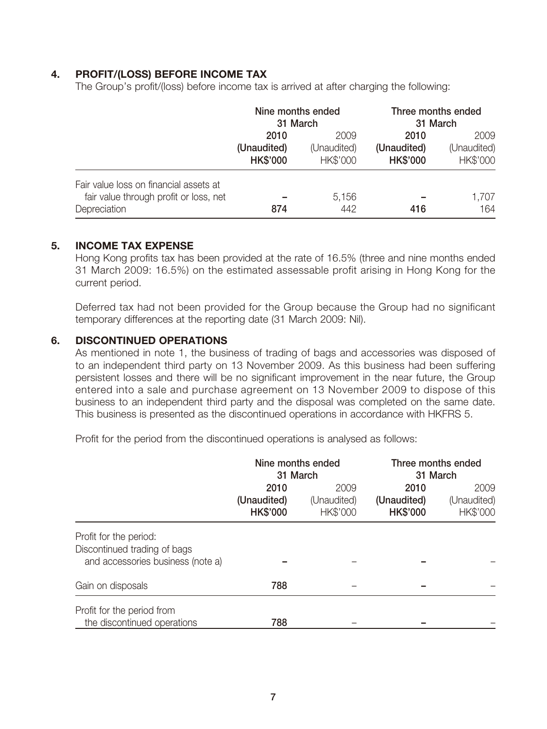## 4. PROFIT/(LOSS) BEFORE INCOME TAX

The Group's profit/(loss) before income tax is arrived at after charging the following:

| | Nine months ended 31 March | | Three months ended 31 March | |
|---|---|---|---|---|
| | **2010** | 2009 | **2010** | 2009 |
| | **(Unaudited)** | (Unaudited) | **(Unaudited)** | (Unaudited) |
| | **HK$'000** | HK$'000 | **HK$'000** | HK$'000 |
| Fair value loss on financial assets at fair value through profit or loss, net | **–** | 5,156 | **–** | 1,707 |
| Depreciation | **874** | 442 | **416** | 164 |

## 5. INCOME TAX EXPENSE

Hong Kong profits tax has been provided at the rate of 16.5% (three and nine months ended 31 March 2009: 16.5%) on the estimated assessable profit arising in Hong Kong for the current period.

Deferred tax had not been provided for the Group because the Group had no significant temporary differences at the reporting date (31 March 2009: Nil).

## 6. DISCONTINUED OPERATIONS

As mentioned in note 1, the business of trading of bags and accessories was disposed of to an independent third party on 13 November 2009. As this business had been suffering persistent losses and there will be no significant improvement in the near future, the Group entered into a sale and purchase agreement on 13 November 2009 to dispose of this business to an independent third party and the disposal was completed on the same date. This business is presented as the discontinued operations in accordance with HKFRS 5.

Profit for the period from the discontinued operations is analysed as follows:

| | Nine months ended 31 March | | Three months ended 31 March | |
|---|---|---|---|---|
| | **2010** | 2009 | **2010** | 2009 |
| | **(Unaudited)** | (Unaudited) | **(Unaudited)** | (Unaudited) |
| | **HK$'000** | HK$'000 | **HK$'000** | HK$'000 |
| Profit for the period: Discontinued trading of bags and accessories business (note a) | **–** | – | **–** | – |
| Gain on disposals | **788** | – | **–** | – |
| Profit for the period from the discontinued operations | **788** | – | **–** | – |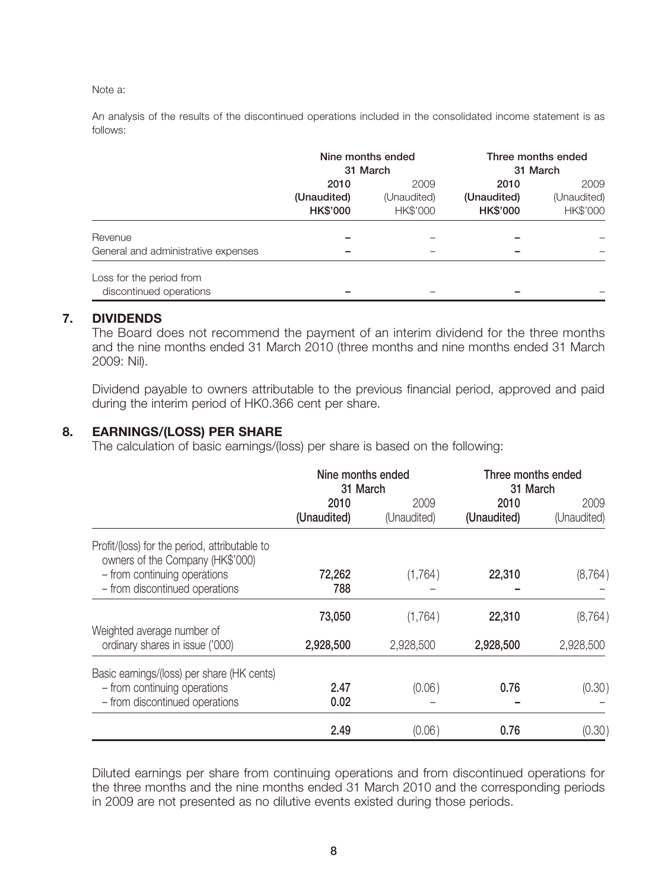Note a:

An analysis of the results of the discontinued operations included in the consolidated income statement is as follows:

| | Nine months ended 31 March | | Three months ended 31 March | |
|---|---|---|---|---|
| | **2010** | 2009 | **2010** | 2009 |
| | **(Unaudited)** | (Unaudited) | **(Unaudited)** | (Unaudited) |
| | **HK$'000** | HK$'000 | **HK$'000** | HK$'000 |
| Revenue | **–** | – | **–** | – |
| General and administrative expenses | **–** | – | **–** | – |
| Loss for the period from discontinued operations | **–** | – | **–** | – |

## 7. DIVIDENDS

The Board does not recommend the payment of an interim dividend for the three months and the nine months ended 31 March 2010 (three months and nine months ended 31 March 2009: Nil).

Dividend payable to owners attributable to the previous financial period, approved and paid during the interim period of HK0.366 cent per share.

## 8. EARNINGS/(LOSS) PER SHARE

The calculation of basic earnings/(loss) per share is based on the following:

| | Nine months ended 31 March | | Three months ended 31 March | |
|---|---|---|---|---|
| | **2010** | 2009 | **2010** | 2009 |
| | **(Unaudited)** | (Unaudited) | **(Unaudited)** | (Unaudited) |
| Profit/(loss) for the period, attributable to owners of the Company (HK$'000) | | | | |
| – from continuing operations | **72,262** | (1,764) | **22,310** | (8,764) |
| – from discontinued operations | **788** | – | **–** | – |
| | **73,050** | (1,764) | **22,310** | (8,764) |
| Weighted average number of ordinary shares in issue ('000) | **2,928,500** | 2,928,500 | **2,928,500** | 2,928,500 |
| Basic earnings/(loss) per share (HK cents) | | | | |
| – from continuing operations | **2.47** | (0.06) | **0.76** | (0.30) |
| – from discontinued operations | **0.02** | – | **–** | – |
| | **2.49** | (0.06) | **0.76** | (0.30) |

Diluted earnings per share from continuing operations and from discontinued operations for the three months and the nine months ended 31 March 2010 and the corresponding periods in 2009 are not presented as no dilutive events existed during those periods.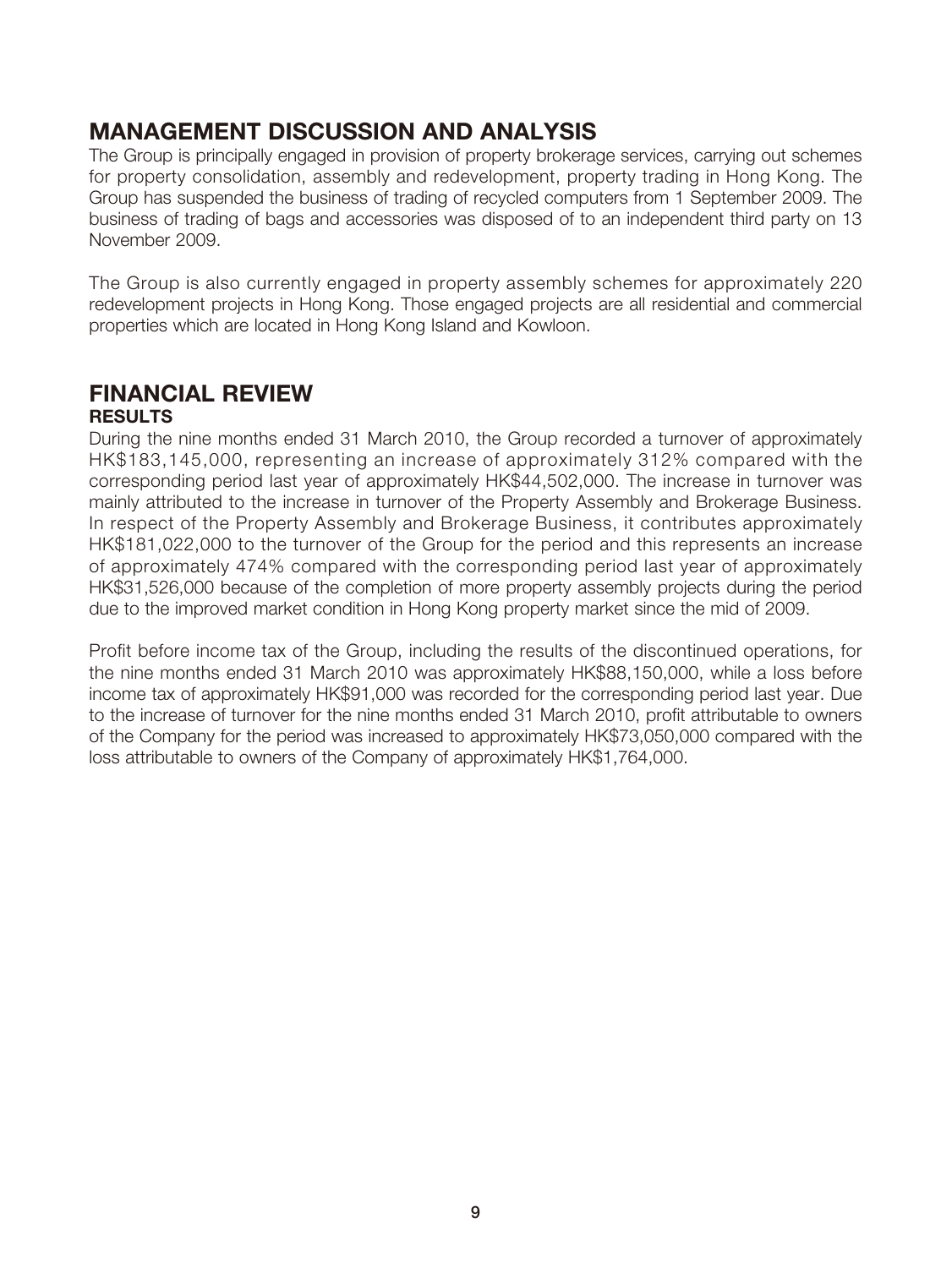## MANAGEMENT DISCUSSION AND ANALYSIS

The Group is principally engaged in provision of property brokerage services, carrying out schemes for property consolidation, assembly and redevelopment, property trading in Hong Kong. The Group has suspended the business of trading of recycled computers from 1 September 2009. The business of trading of bags and accessories was disposed of to an independent third party on 13 November 2009.

The Group is also currently engaged in property assembly schemes for approximately 220 redevelopment projects in Hong Kong. Those engaged projects are all residential and commercial properties which are located in Hong Kong Island and Kowloon.

## FINANCIAL REVIEW

### RESULTS

During the nine months ended 31 March 2010, the Group recorded a turnover of approximately HK$183,145,000, representing an increase of approximately 312% compared with the corresponding period last year of approximately HK$44,502,000. The increase in turnover was mainly attributed to the increase in turnover of the Property Assembly and Brokerage Business. In respect of the Property Assembly and Brokerage Business, it contributes approximately HK$181,022,000 to the turnover of the Group for the period and this represents an increase of approximately 474% compared with the corresponding period last year of approximately HK$31,526,000 because of the completion of more property assembly projects during the period due to the improved market condition in Hong Kong property market since the mid of 2009.

Profit before income tax of the Group, including the results of the discontinued operations, for the nine months ended 31 March 2010 was approximately HK$88,150,000, while a loss before income tax of approximately HK$91,000 was recorded for the corresponding period last year. Due to the increase of turnover for the nine months ended 31 March 2010, profit attributable to owners of the Company for the period was increased to approximately HK$73,050,000 compared with the loss attributable to owners of the Company of approximately HK$1,764,000.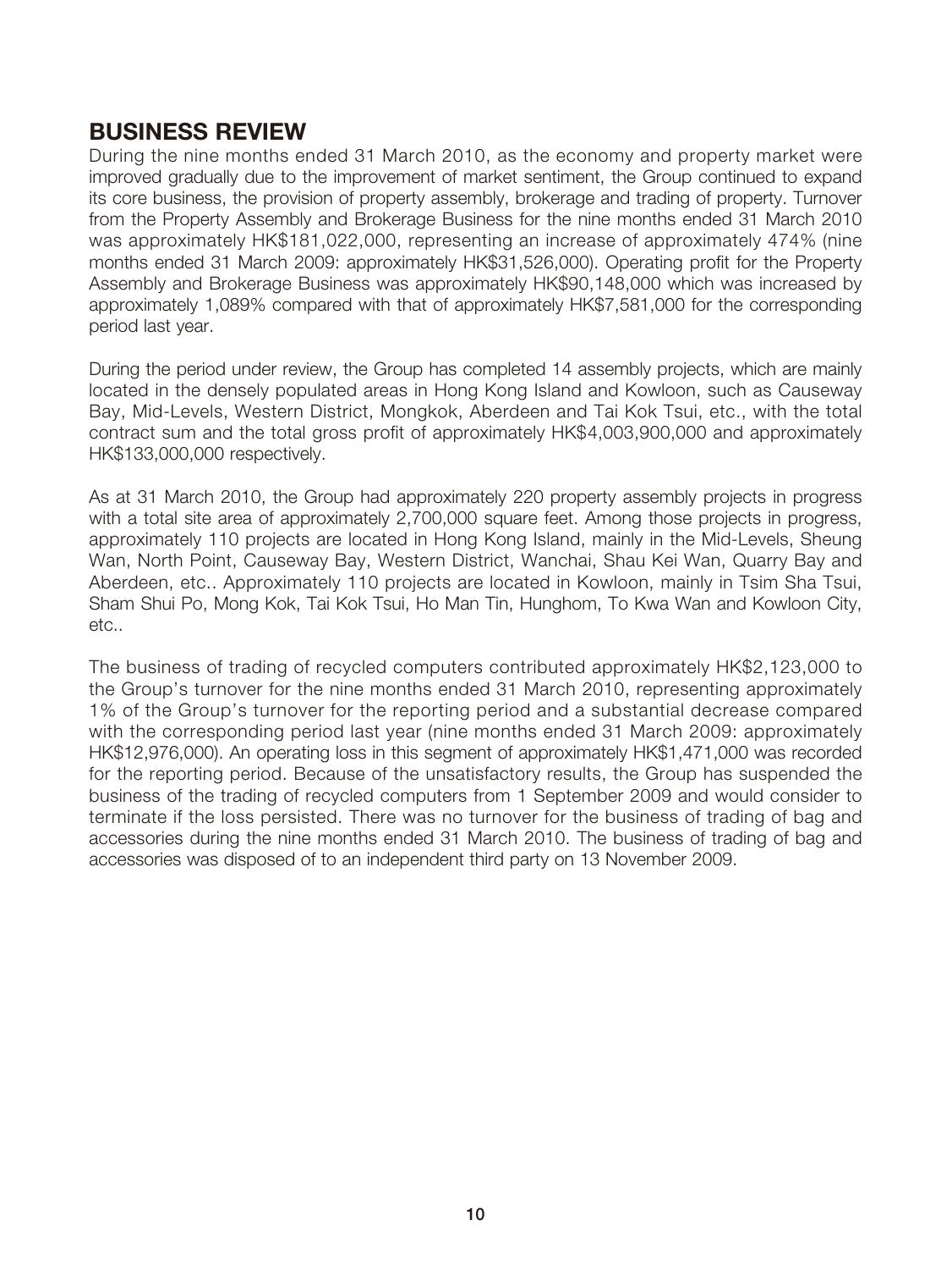## BUSINESS REVIEW

During the nine months ended 31 March 2010, as the economy and property market were improved gradually due to the improvement of market sentiment, the Group continued to expand its core business, the provision of property assembly, brokerage and trading of property. Turnover from the Property Assembly and Brokerage Business for the nine months ended 31 March 2010 was approximately HK$181,022,000, representing an increase of approximately 474% (nine months ended 31 March 2009: approximately HK$31,526,000). Operating profit for the Property Assembly and Brokerage Business was approximately HK$90,148,000 which was increased by approximately 1,089% compared with that of approximately HK$7,581,000 for the corresponding period last year.

During the period under review, the Group has completed 14 assembly projects, which are mainly located in the densely populated areas in Hong Kong Island and Kowloon, such as Causeway Bay, Mid-Levels, Western District, Mongkok, Aberdeen and Tai Kok Tsui, etc., with the total contract sum and the total gross profit of approximately HK$4,003,900,000 and approximately HK$133,000,000 respectively.

As at 31 March 2010, the Group had approximately 220 property assembly projects in progress with a total site area of approximately 2,700,000 square feet. Among those projects in progress, approximately 110 projects are located in Hong Kong Island, mainly in the Mid-Levels, Sheung Wan, North Point, Causeway Bay, Western District, Wanchai, Shau Kei Wan, Quarry Bay and Aberdeen, etc.. Approximately 110 projects are located in Kowloon, mainly in Tsim Sha Tsui, Sham Shui Po, Mong Kok, Tai Kok Tsui, Ho Man Tin, Hunghom, To Kwa Wan and Kowloon City, etc..

The business of trading of recycled computers contributed approximately HK$2,123,000 to the Group's turnover for the nine months ended 31 March 2010, representing approximately 1% of the Group's turnover for the reporting period and a substantial decrease compared with the corresponding period last year (nine months ended 31 March 2009: approximately HK$12,976,000). An operating loss in this segment of approximately HK$1,471,000 was recorded for the reporting period. Because of the unsatisfactory results, the Group has suspended the business of the trading of recycled computers from 1 September 2009 and would consider to terminate if the loss persisted. There was no turnover for the business of trading of bag and accessories during the nine months ended 31 March 2010. The business of trading of bag and accessories was disposed of to an independent third party on 13 November 2009.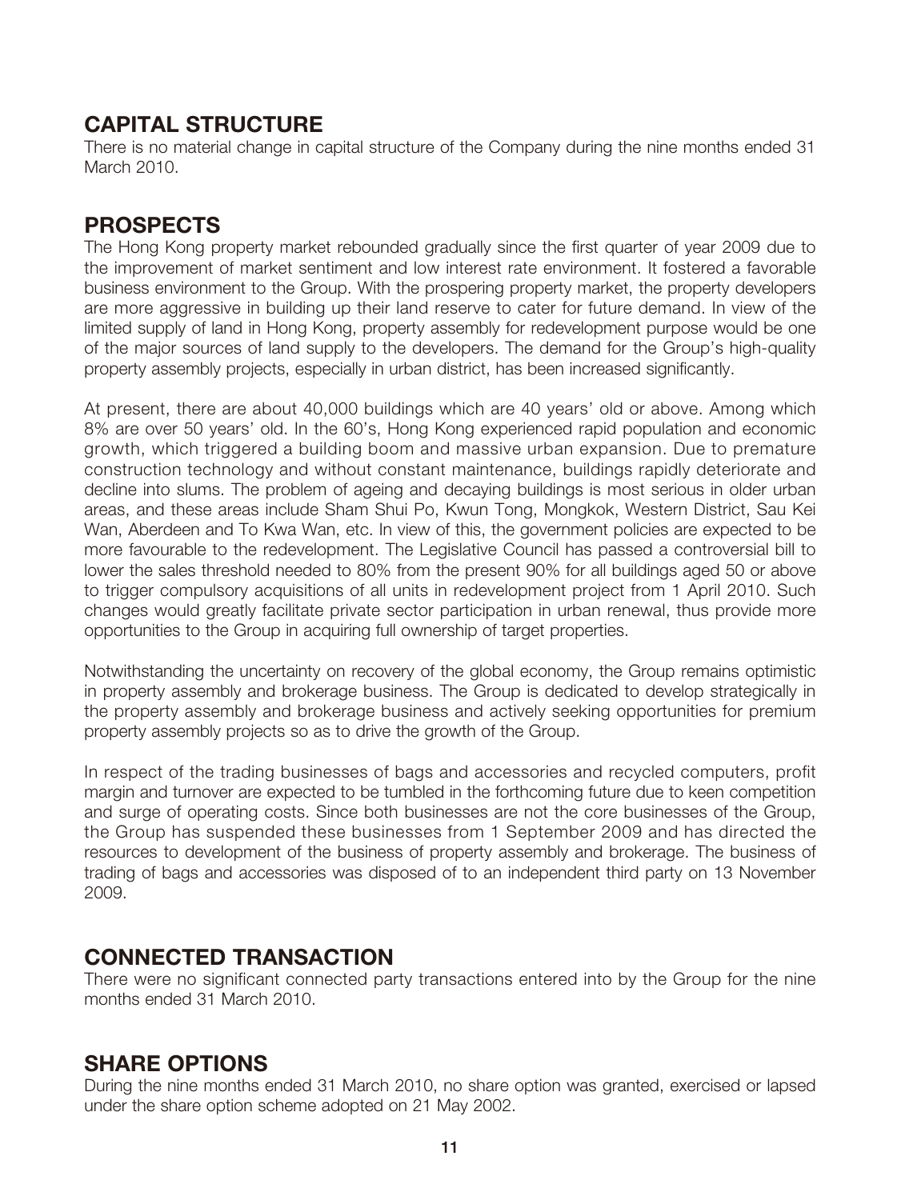## CAPITAL STRUCTURE

There is no material change in capital structure of the Company during the nine months ended 31 March 2010.

## PROSPECTS

The Hong Kong property market rebounded gradually since the first quarter of year 2009 due to the improvement of market sentiment and low interest rate environment. It fostered a favorable business environment to the Group. With the prospering property market, the property developers are more aggressive in building up their land reserve to cater for future demand. In view of the limited supply of land in Hong Kong, property assembly for redevelopment purpose would be one of the major sources of land supply to the developers. The demand for the Group's high-quality property assembly projects, especially in urban district, has been increased significantly.

At present, there are about 40,000 buildings which are 40 years' old or above. Among which 8% are over 50 years' old. In the 60's, Hong Kong experienced rapid population and economic growth, which triggered a building boom and massive urban expansion. Due to premature construction technology and without constant maintenance, buildings rapidly deteriorate and decline into slums. The problem of ageing and decaying buildings is most serious in older urban areas, and these areas include Sham Shui Po, Kwun Tong, Mongkok, Western District, Sau Kei Wan, Aberdeen and To Kwa Wan, etc. In view of this, the government policies are expected to be more favourable to the redevelopment. The Legislative Council has passed a controversial bill to lower the sales threshold needed to 80% from the present 90% for all buildings aged 50 or above to trigger compulsory acquisitions of all units in redevelopment project from 1 April 2010. Such changes would greatly facilitate private sector participation in urban renewal, thus provide more opportunities to the Group in acquiring full ownership of target properties.

Notwithstanding the uncertainty on recovery of the global economy, the Group remains optimistic in property assembly and brokerage business. The Group is dedicated to develop strategically in the property assembly and brokerage business and actively seeking opportunities for premium property assembly projects so as to drive the growth of the Group.

In respect of the trading businesses of bags and accessories and recycled computers, profit margin and turnover are expected to be tumbled in the forthcoming future due to keen competition and surge of operating costs. Since both businesses are not the core businesses of the Group, the Group has suspended these businesses from 1 September 2009 and has directed the resources to development of the business of property assembly and brokerage. The business of trading of bags and accessories was disposed of to an independent third party on 13 November 2009.

## CONNECTED TRANSACTION

There were no significant connected party transactions entered into by the Group for the nine months ended 31 March 2010.

## SHARE OPTIONS

During the nine months ended 31 March 2010, no share option was granted, exercised or lapsed under the share option scheme adopted on 21 May 2002.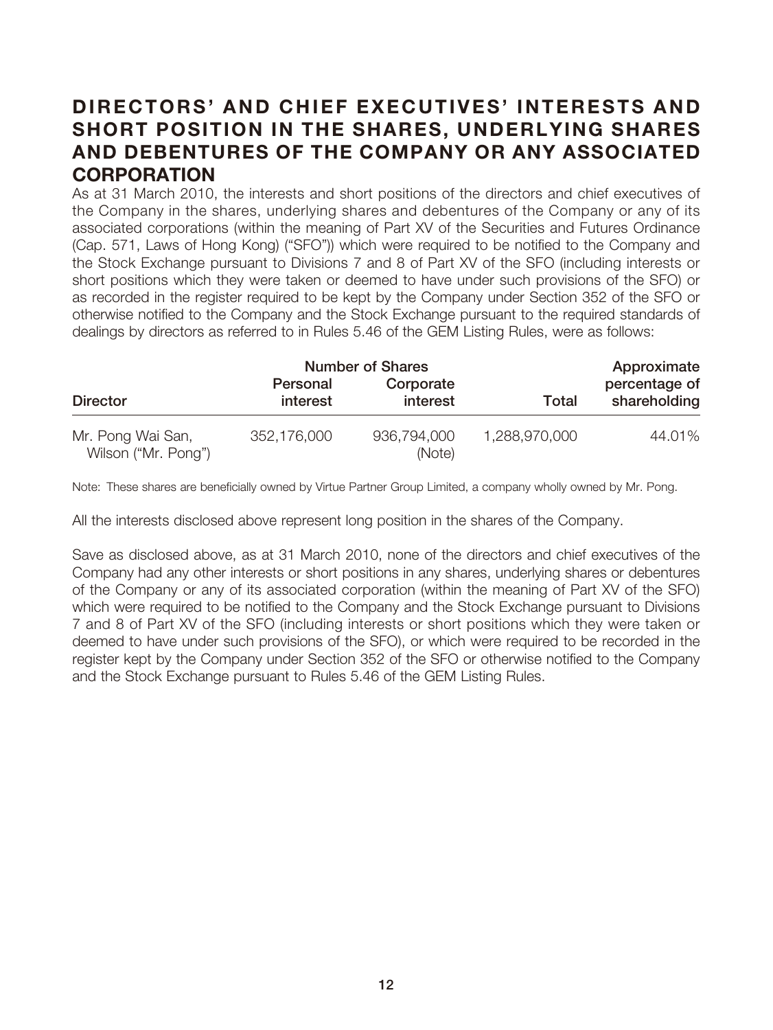## DIRECTORS' AND CHIEF EXECUTIVES' INTERESTS AND SHORT POSITION IN THE SHARES, UNDERLYING SHARES AND DEBENTURES OF THE COMPANY OR ANY ASSOCIATED CORPORATION

As at 31 March 2010, the interests and short positions of the directors and chief executives of the Company in the shares, underlying shares and debentures of the Company or any of its associated corporations (within the meaning of Part XV of the Securities and Futures Ordinance (Cap. 571, Laws of Hong Kong) ("SFO")) which were required to be notified to the Company and the Stock Exchange pursuant to Divisions 7 and 8 of Part XV of the SFO (including interests or short positions which they were taken or deemed to have under such provisions of the SFO) or as recorded in the register required to be kept by the Company under Section 352 of the SFO or otherwise notified to the Company and the Stock Exchange pursuant to the required standards of dealings by directors as referred to in Rules 5.46 of the GEM Listing Rules, were as follows:

| | Number of Shares | | | Approximate |
|---|---|---|---|---|
| Director | Personal interest | Corporate interest | Total | percentage of shareholding |
| Mr. Pong Wai San, Wilson ("Mr. Pong") | 352,176,000 | 936,794,000 (Note) | 1,288,970,000 | 44.01% |

Note: These shares are beneficially owned by Virtue Partner Group Limited, a company wholly owned by Mr. Pong.

All the interests disclosed above represent long position in the shares of the Company.

Save as disclosed above, as at 31 March 2010, none of the directors and chief executives of the Company had any other interests or short positions in any shares, underlying shares or debentures of the Company or any of its associated corporation (within the meaning of Part XV of the SFO) which were required to be notified to the Company and the Stock Exchange pursuant to Divisions 7 and 8 of Part XV of the SFO (including interests or short positions which they were taken or deemed to have under such provisions of the SFO), or which were required to be recorded in the register kept by the Company under Section 352 of the SFO or otherwise notified to the Company and the Stock Exchange pursuant to Rules 5.46 of the GEM Listing Rules.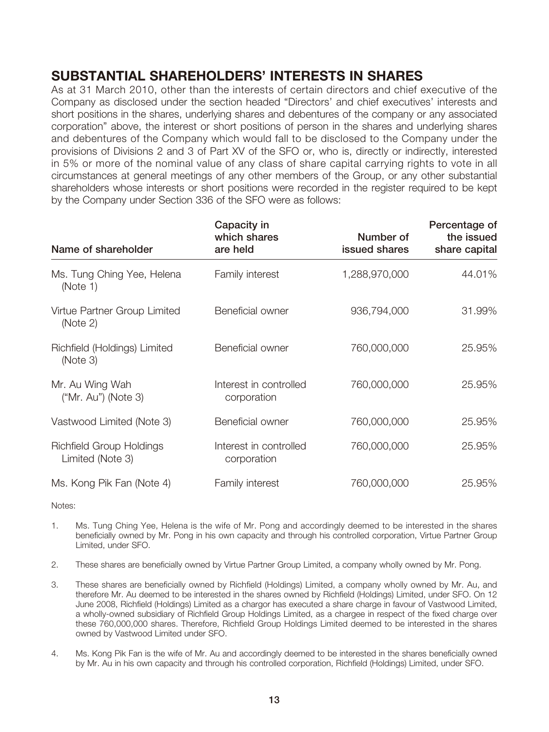## SUBSTANTIAL SHAREHOLDERS' INTERESTS IN SHARES

As at 31 March 2010, other than the interests of certain directors and chief executive of the Company as disclosed under the section headed "Directors' and chief executives' interests and short positions in the shares, underlying shares and debentures of the company or any associated corporation" above, the interest or short positions of person in the shares and underlying shares and debentures of the Company which would fall to be disclosed to the Company under the provisions of Divisions 2 and 3 of Part XV of the SFO or, who is, directly or indirectly, interested in 5% or more of the nominal value of any class of share capital carrying rights to vote in all circumstances at general meetings of any other members of the Group, or any other substantial shareholders whose interests or short positions were recorded in the register required to be kept by the Company under Section 336 of the SFO were as follows:

| Name of shareholder | Capacity in which shares are held | Number of issued shares | Percentage of the issued share capital |
|---|---|---|---|
| Ms. Tung Ching Yee, Helena (Note 1) | Family interest | 1,288,970,000 | 44.01% |
| Virtue Partner Group Limited (Note 2) | Beneficial owner | 936,794,000 | 31.99% |
| Richfield (Holdings) Limited (Note 3) | Beneficial owner | 760,000,000 | 25.95% |
| Mr. Au Wing Wah ("Mr. Au") (Note 3) | Interest in controlled corporation | 760,000,000 | 25.95% |
| Vastwood Limited (Note 3) | Beneficial owner | 760,000,000 | 25.95% |
| Richfield Group Holdings Limited (Note 3) | Interest in controlled corporation | 760,000,000 | 25.95% |
| Ms. Kong Pik Fan (Note 4) | Family interest | 760,000,000 | 25.95% |

Notes:

1. Ms. Tung Ching Yee, Helena is the wife of Mr. Pong and accordingly deemed to be interested in the shares beneficially owned by Mr. Pong in his own capacity and through his controlled corporation, Virtue Partner Group Limited, under SFO.

2. These shares are beneficially owned by Virtue Partner Group Limited, a company wholly owned by Mr. Pong.

3. These shares are beneficially owned by Richfield (Holdings) Limited, a company wholly owned by Mr. Au, and therefore Mr. Au deemed to be interested in the shares owned by Richfield (Holdings) Limited, under SFO. On 12 June 2008, Richfield (Holdings) Limited as a chargor has executed a share charge in favour of Vastwood Limited, a wholly-owned subsidiary of Richfield Group Holdings Limited, as a chargee in respect of the fixed charge over these 760,000,000 shares. Therefore, Richfield Group Holdings Limited deemed to be interested in the shares owned by Vastwood Limited under SFO.

4. Ms. Kong Pik Fan is the wife of Mr. Au and accordingly deemed to be interested in the shares beneficially owned by Mr. Au in his own capacity and through his controlled corporation, Richfield (Holdings) Limited, under SFO.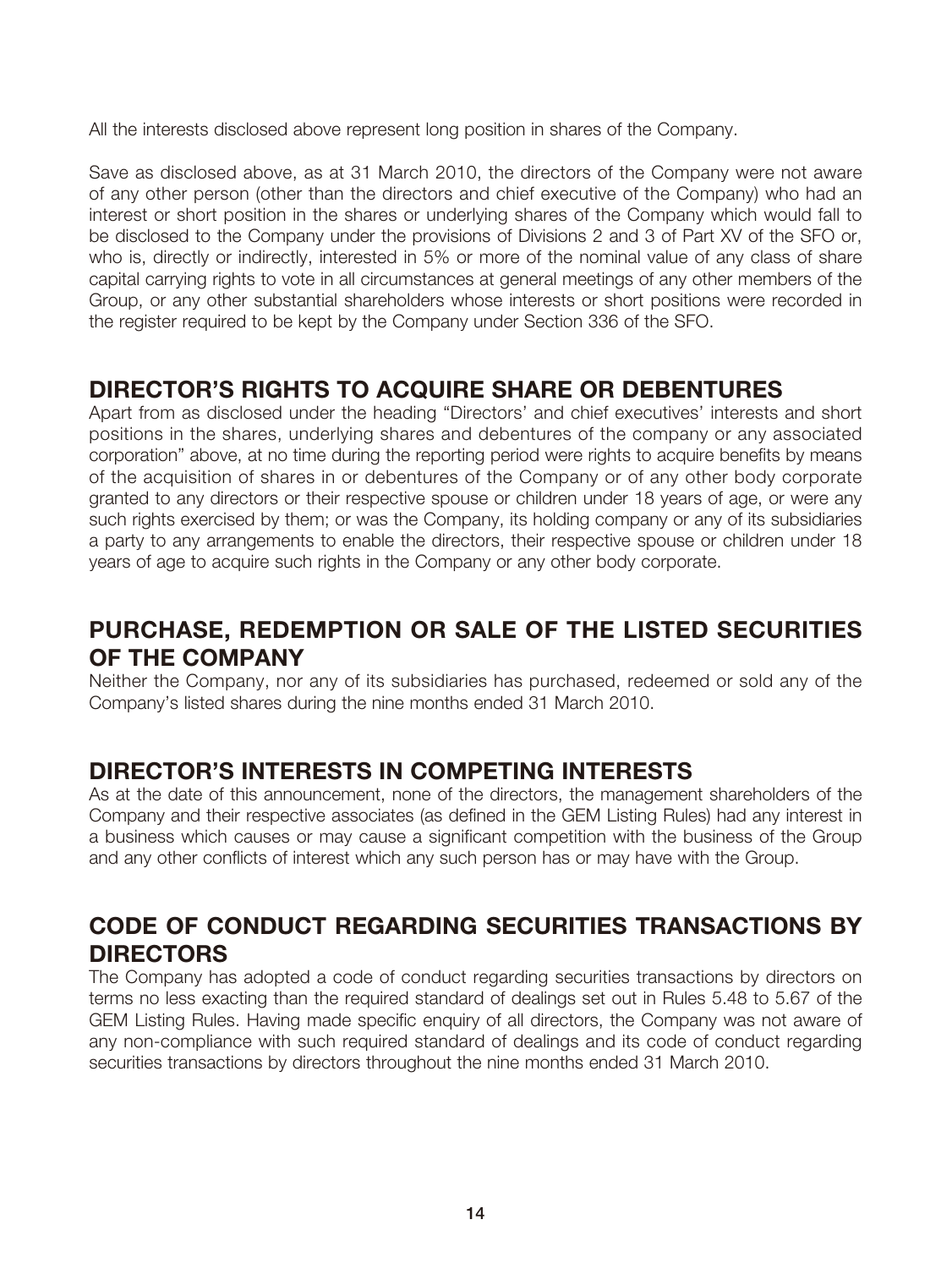All the interests disclosed above represent long position in shares of the Company.

Save as disclosed above, as at 31 March 2010, the directors of the Company were not aware of any other person (other than the directors and chief executive of the Company) who had an interest or short position in the shares or underlying shares of the Company which would fall to be disclosed to the Company under the provisions of Divisions 2 and 3 of Part XV of the SFO or, who is, directly or indirectly, interested in 5% or more of the nominal value of any class of share capital carrying rights to vote in all circumstances at general meetings of any other members of the Group, or any other substantial shareholders whose interests or short positions were recorded in the register required to be kept by the Company under Section 336 of the SFO.

## DIRECTOR'S RIGHTS TO ACQUIRE SHARE OR DEBENTURES

Apart from as disclosed under the heading "Directors' and chief executives' interests and short positions in the shares, underlying shares and debentures of the company or any associated corporation" above, at no time during the reporting period were rights to acquire benefits by means of the acquisition of shares in or debentures of the Company or of any other body corporate granted to any directors or their respective spouse or children under 18 years of age, or were any such rights exercised by them; or was the Company, its holding company or any of its subsidiaries a party to any arrangements to enable the directors, their respective spouse or children under 18 years of age to acquire such rights in the Company or any other body corporate.

## PURCHASE, REDEMPTION OR SALE OF THE LISTED SECURITIES OF THE COMPANY

Neither the Company, nor any of its subsidiaries has purchased, redeemed or sold any of the Company's listed shares during the nine months ended 31 March 2010.

## DIRECTOR'S INTERESTS IN COMPETING INTERESTS

As at the date of this announcement, none of the directors, the management shareholders of the Company and their respective associates (as defined in the GEM Listing Rules) had any interest in a business which causes or may cause a significant competition with the business of the Group and any other conflicts of interest which any such person has or may have with the Group.

## CODE OF CONDUCT REGARDING SECURITIES TRANSACTIONS BY DIRECTORS

The Company has adopted a code of conduct regarding securities transactions by directors on terms no less exacting than the required standard of dealings set out in Rules 5.48 to 5.67 of the GEM Listing Rules. Having made specific enquiry of all directors, the Company was not aware of any non-compliance with such required standard of dealings and its code of conduct regarding securities transactions by directors throughout the nine months ended 31 March 2010.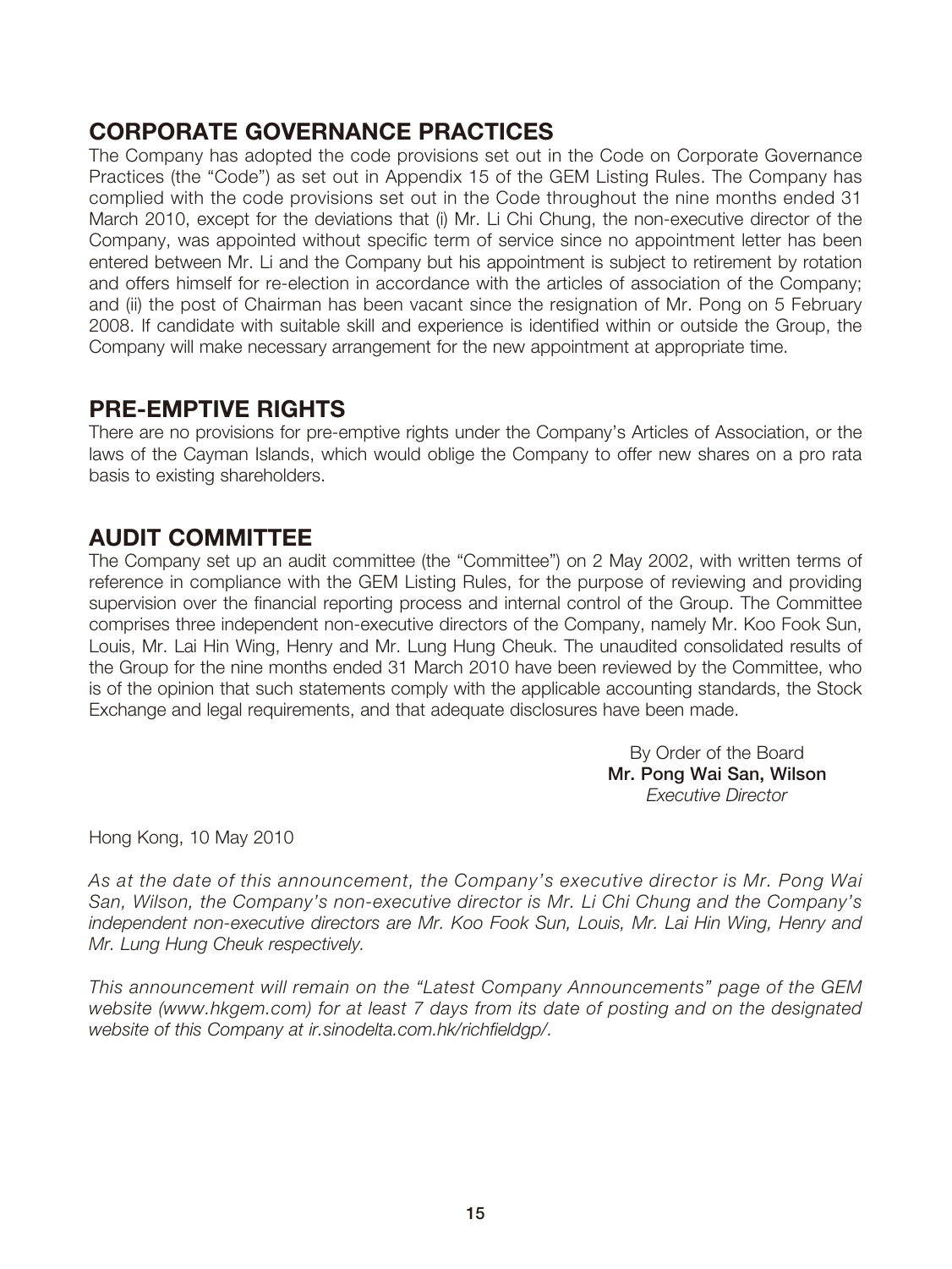## CORPORATE GOVERNANCE PRACTICES

The Company has adopted the code provisions set out in the Code on Corporate Governance Practices (the "Code") as set out in Appendix 15 of the GEM Listing Rules. The Company has complied with the code provisions set out in the Code throughout the nine months ended 31 March 2010, except for the deviations that (i) Mr. Li Chi Chung, the non-executive director of the Company, was appointed without specific term of service since no appointment letter has been entered between Mr. Li and the Company but his appointment is subject to retirement by rotation and offers himself for re-election in accordance with the articles of association of the Company; and (ii) the post of Chairman has been vacant since the resignation of Mr. Pong on 5 February 2008. If candidate with suitable skill and experience is identified within or outside the Group, the Company will make necessary arrangement for the new appointment at appropriate time.

## PRE-EMPTIVE RIGHTS

There are no provisions for pre-emptive rights under the Company's Articles of Association, or the laws of the Cayman Islands, which would oblige the Company to offer new shares on a pro rata basis to existing shareholders.

## AUDIT COMMITTEE

The Company set up an audit committee (the "Committee") on 2 May 2002, with written terms of reference in compliance with the GEM Listing Rules, for the purpose of reviewing and providing supervision over the financial reporting process and internal control of the Group. The Committee comprises three independent non-executive directors of the Company, namely Mr. Koo Fook Sun, Louis, Mr. Lai Hin Wing, Henry and Mr. Lung Hung Cheuk. The unaudited consolidated results of the Group for the nine months ended 31 March 2010 have been reviewed by the Committee, who is of the opinion that such statements comply with the applicable accounting standards, the Stock Exchange and legal requirements, and that adequate disclosures have been made.

By Order of the Board
**Mr. Pong Wai San, Wilson**
*Executive Director*

Hong Kong, 10 May 2010

*As at the date of this announcement, the Company's executive director is Mr. Pong Wai San, Wilson, the Company's non-executive director is Mr. Li Chi Chung and the Company's independent non-executive directors are Mr. Koo Fook Sun, Louis, Mr. Lai Hin Wing, Henry and Mr. Lung Hung Cheuk respectively.*

*This announcement will remain on the "Latest Company Announcements" page of the GEM website (www.hkgem.com) for at least 7 days from its date of posting and on the designated website of this Company at ir.sinodelta.com.hk/richfieldgp/.*